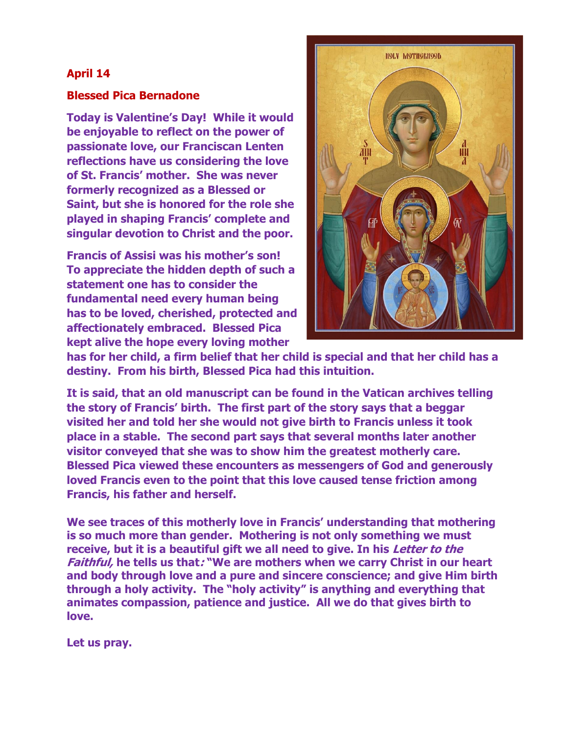**April 14**

**Blessed Pica Bernadone**

**Today is Valentine's Day! While it would be enjoyable to reflect on the power of passionate love, our Franciscan Lenten reflections have us considering the love of St. Francis' mother. She was never formerly recognized as a Blessed or Saint, but she is honored for the role she played in shaping Francis' complete and singular devotion to Christ and the poor.**

**Francis of Assisi was his mother's son! To appreciate the hidden depth of such a statement one has to consider the fundamental need every human being has to be loved, cherished, protected and affectionately embraced. Blessed Pica kept alive the hope every loving mother has for her child, a firm belief that her child is special and that her child has a destiny. From his birth, Blessed Pica had this intuition.**

**It is said, that an old manuscript can be found in the Vatican archives telling the story of Francis' birth. The first part of the story says that a beggar visited her and told her she would not give birth to Francis unless it took place in a stable. The second part says that several months later another visitor conveyed that she was to show him the greatest motherly care. Blessed Pica viewed these encounters as messengers of God and generously loved Francis even to the point that this love caused tense friction among Francis, his father and herself.**

**We see traces of this motherly love in Francis' understanding that mothering is so much more than gender. Mothering is not only something we must receive, but it is a beautiful gift we all need to give. In his *Letter to the Faithful,* he tells us that*:* "We are mothers when we carry Christ in our heart and body through love and a pure and sincere conscience; and give Him birth through a holy activity. The "holy activity" is anything and everything that animates compassion, patience and justice. All we do that gives birth to love.**

**Let us pray.**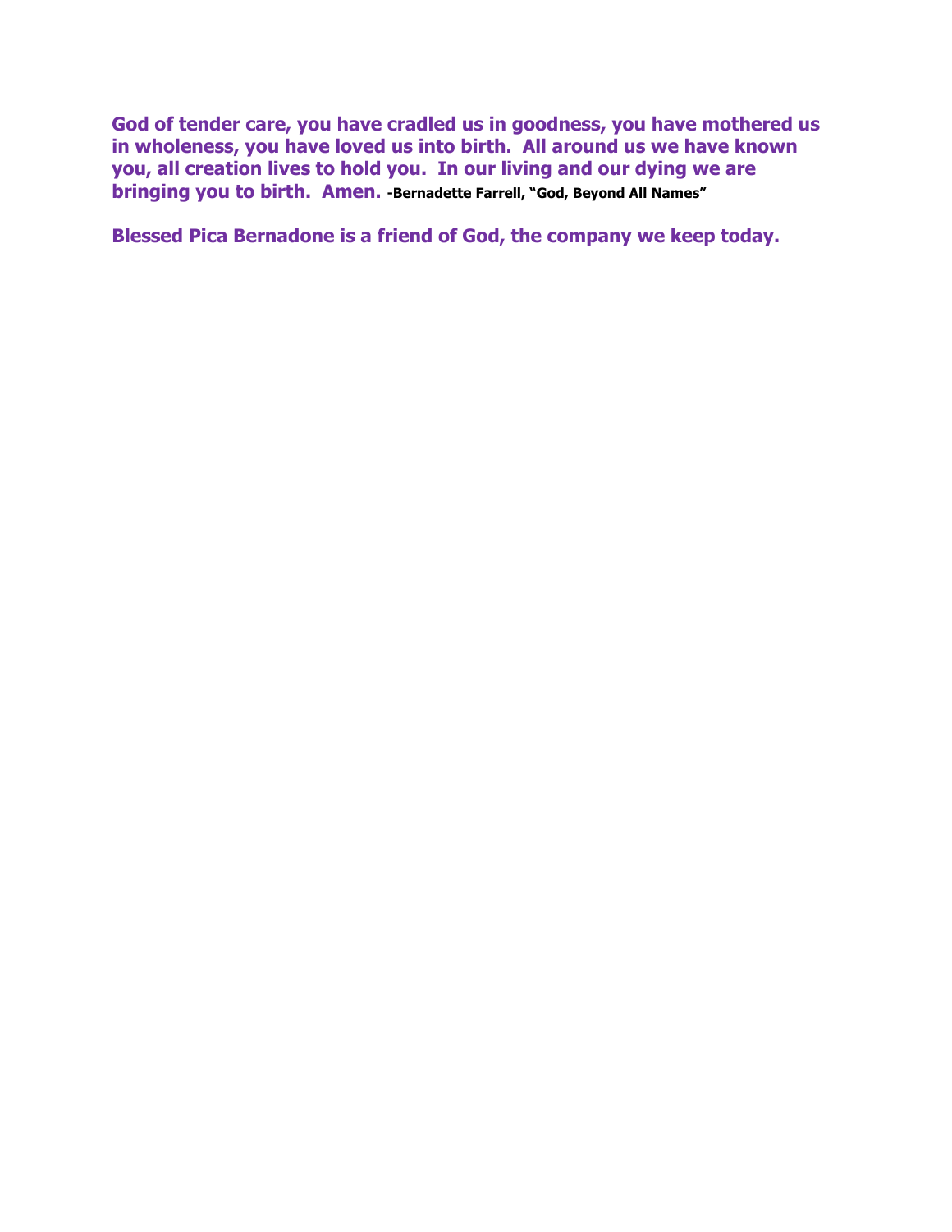**God of tender care, you have cradled us in goodness, you have mothered us in wholeness, you have loved us into birth. All around us we have known you, all creation lives to hold you. In our living and our dying we are bringing you to birth. Amen.** **-Bernadette Farrell, "God, Beyond All Names"**

**Blessed Pica Bernadone is a friend of God, the company we keep today.**